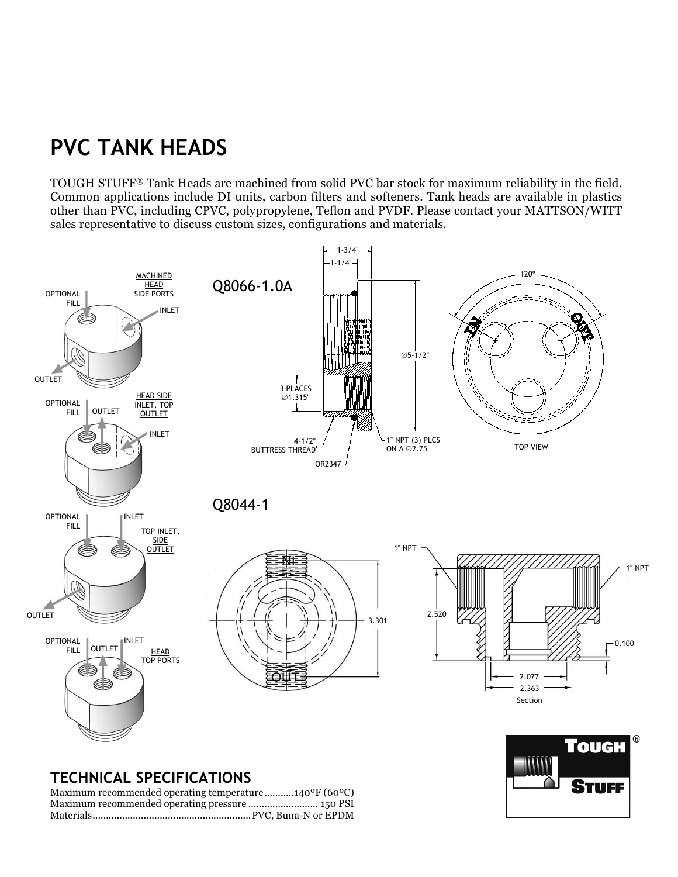# PVC TANK HEADS

TOUGH STUFF® Tank Heads are machined from solid PVC bar stock for maximum reliability in the field. Common applications include DI units, carbon filters and softeners. Tank heads are available in plastics other than PVC, including CPVC, polypropylene, Teflon and PVDF. Please contact your MATTSON/WITT sales representative to discuss custom sizes, configurations and materials.

MACHINED HEAD SIDE PORTS — OPTIONAL FILL, INLET, OUTLET

HEAD SIDE INLET, TOP OUTLET — OPTIONAL FILL, OUTLET, INLET

TOP INLET, SIDE OUTLET — OPTIONAL FILL, INLET, OUTLET

HEAD TOP PORTS — OPTIONAL FILL, OUTLET, INLET

## Q8066-1.0A

1-3/4"; 1-1/4"; ∅5-1/2"; 3 PLACES ∅1.315"; 4-1/2" BUTTRESS THREAD; OR2347; 1" NPT (3) PLCS ON A ∅2.75; 120°; IN; OUT; TOP VIEW

## Q8044-1

IN; OUT; 3.301; 1" NPT; 1" NPT; 2.520; 0.100; 2.077; 2.363; Section

## TECHNICAL SPECIFICATIONS

Maximum recommended operating temperature...........140°F (60°C)
Maximum recommended operating pressure .......................... 150 PSI
Materials..........................................................PVC, Buna-N or EPDM

TOUGH STUFF®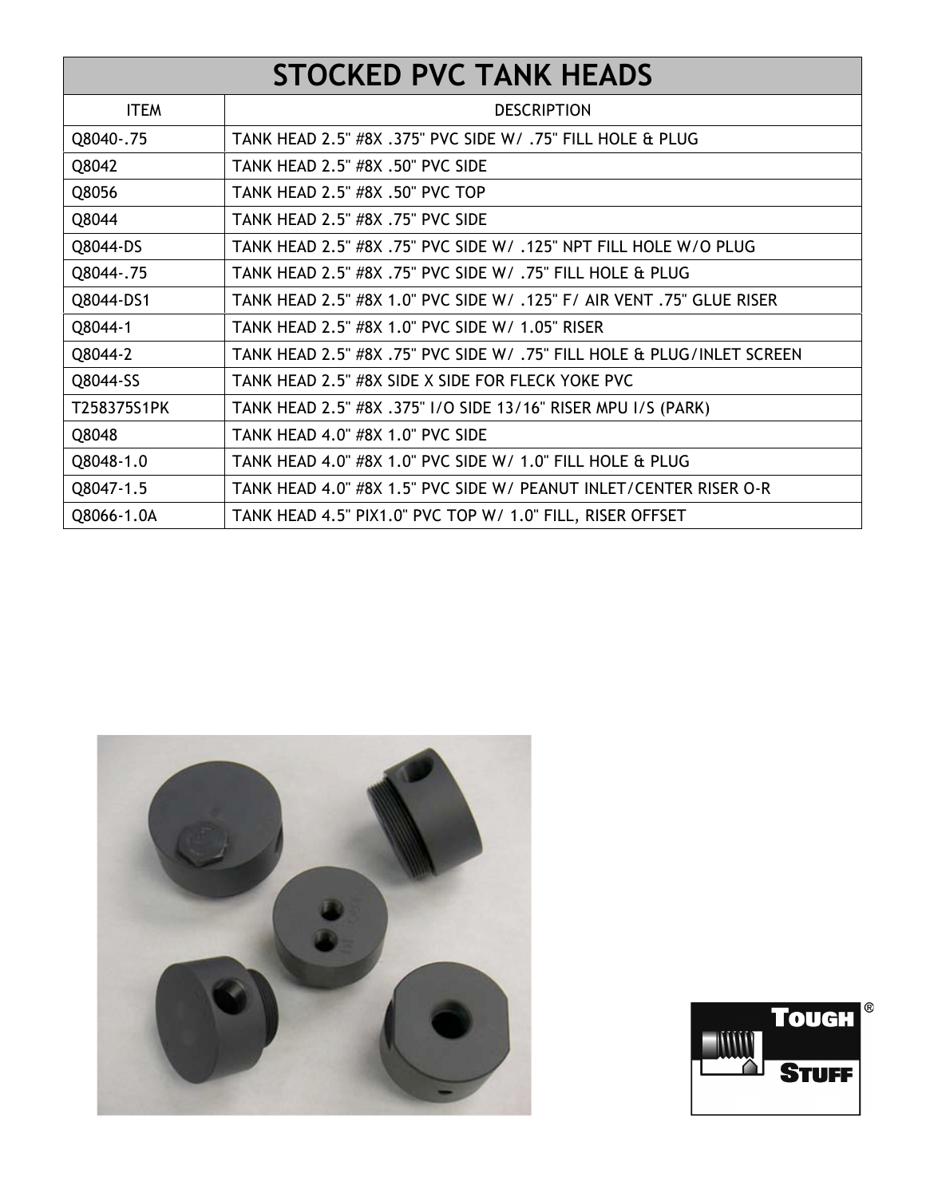| STOCKED PVC TANK HEADS | |
|---|---|
| ITEM | DESCRIPTION |
| Q8040-.75 | TANK HEAD 2.5" #8X .375" PVC SIDE W/ .75" FILL HOLE & PLUG |
| Q8042 | TANK HEAD 2.5" #8X .50" PVC SIDE |
| Q8056 | TANK HEAD 2.5" #8X .50" PVC TOP |
| Q8044 | TANK HEAD 2.5" #8X .75" PVC SIDE |
| Q8044-DS | TANK HEAD 2.5" #8X .75" PVC SIDE W/ .125" NPT FILL HOLE W/O PLUG |
| Q8044-.75 | TANK HEAD 2.5" #8X .75" PVC SIDE W/ .75" FILL HOLE & PLUG |
| Q8044-DS1 | TANK HEAD 2.5" #8X 1.0" PVC SIDE W/ .125" F/ AIR VENT .75" GLUE RISER |
| Q8044-1 | TANK HEAD 2.5" #8X 1.0" PVC SIDE W/ 1.05" RISER |
| Q8044-2 | TANK HEAD 2.5" #8X .75" PVC SIDE W/ .75" FILL HOLE & PLUG/INLET SCREEN |
| Q8044-SS | TANK HEAD 2.5" #8X SIDE X SIDE FOR FLECK YOKE PVC |
| T258375S1PK | TANK HEAD 2.5" #8X .375" I/O SIDE 13/16" RISER MPU I/S (PARK) |
| Q8048 | TANK HEAD 4.0" #8X 1.0" PVC SIDE |
| Q8048-1.0 | TANK HEAD 4.0" #8X 1.0" PVC SIDE W/ 1.0" FILL HOLE & PLUG |
| Q8047-1.5 | TANK HEAD 4.0" #8X 1.5" PVC SIDE W/ PEANUT INLET/CENTER RISER O-R |
| Q8066-1.0A | TANK HEAD 4.5" PIX1.0" PVC TOP W/ 1.0" FILL, RISER OFFSET |